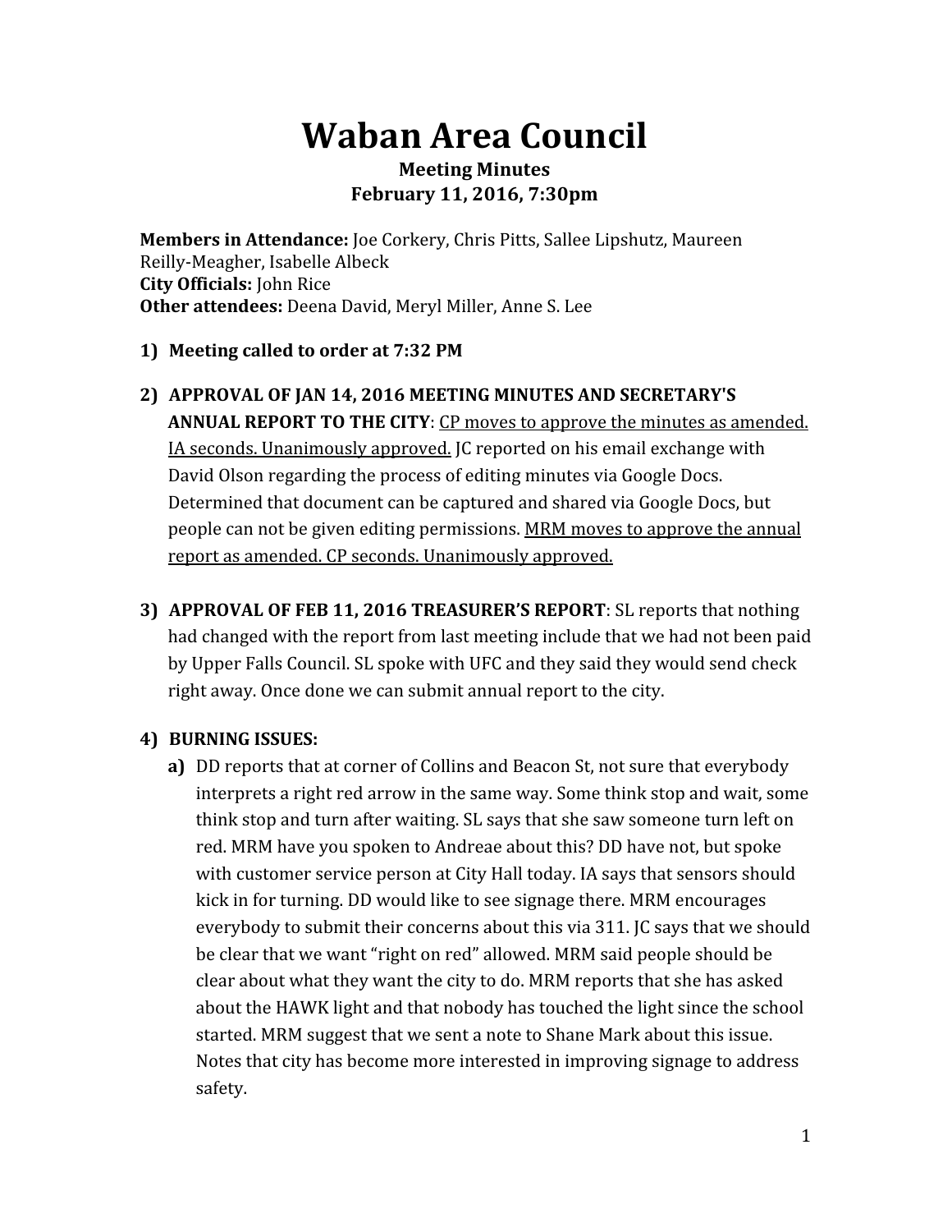# Waban Area Council

**Meeting Minutes**
**February 11, 2016, 7:30pm**

**Members in Attendance:** Joe Corkery, Chris Pitts, Sallee Lipshutz, Maureen Reilly-Meagher, Isabelle Albeck
**City Officials:** John Rice
**Other attendees:** Deena David, Meryl Miller, Anne S. Lee

1) **Meeting called to order at 7:32 PM**

2) **APPROVAL OF JAN 14, 2016 MEETING MINUTES AND SECRETARY'S ANNUAL REPORT TO THE CITY**: <u>CP moves to approve the minutes as amended. IA seconds. Unanimously approved.</u> JC reported on his email exchange with David Olson regarding the process of editing minutes via Google Docs. Determined that document can be captured and shared via Google Docs, but people can not be given editing permissions. <u>MRM moves to approve the annual report as amended. CP seconds. Unanimously approved.</u>

3) **APPROVAL OF FEB 11, 2016 TREASURER'S REPORT**: SL reports that nothing had changed with the report from last meeting include that we had not been paid by Upper Falls Council. SL spoke with UFC and they said they would send check right away. Once done we can submit annual report to the city.

4) **BURNING ISSUES:**
   a) DD reports that at corner of Collins and Beacon St, not sure that everybody interprets a right red arrow in the same way. Some think stop and wait, some think stop and turn after waiting. SL says that she saw someone turn left on red. MRM have you spoken to Andreae about this? DD have not, but spoke with customer service person at City Hall today. IA says that sensors should kick in for turning. DD would like to see signage there. MRM encourages everybody to submit their concerns about this via 311. JC says that we should be clear that we want "right on red" allowed. MRM said people should be clear about what they want the city to do. MRM reports that she has asked about the HAWK light and that nobody has touched the light since the school started. MRM suggest that we sent a note to Shane Mark about this issue. Notes that city has become more interested in improving signage to address safety.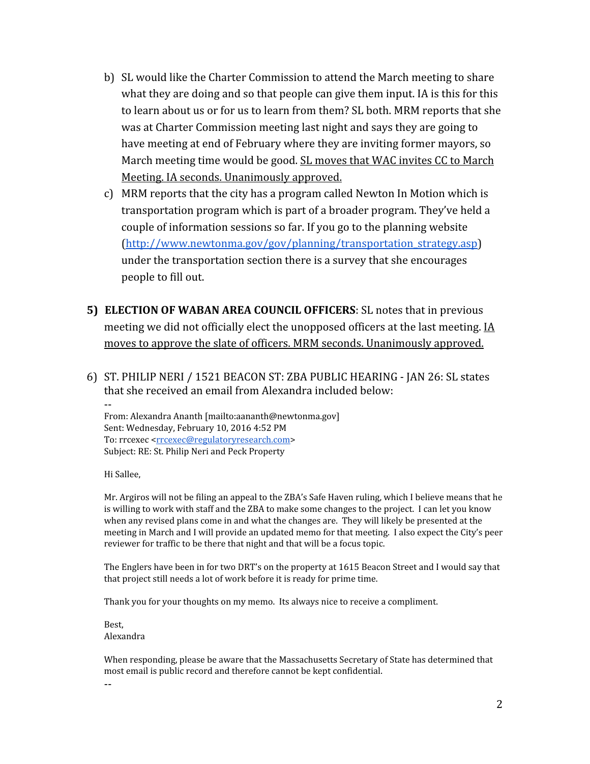b) SL would like the Charter Commission to attend the March meeting to share what they are doing and so that people can give them input. IA is this for this to learn about us or for us to learn from them? SL both. MRM reports that she was at Charter Commission meeting last night and says they are going to have meeting at end of February where they are inviting former mayors, so March meeting time would be good. <u>SL moves that WAC invites CC to March Meeting. IA seconds. Unanimously approved.</u>

c) MRM reports that the city has a program called Newton In Motion which is transportation program which is part of a broader program. They've held a couple of information sessions so far. If you go to the planning website (http://www.newtonma.gov/gov/planning/transportation_strategy.asp) under the transportation section there is a survey that she encourages people to fill out.

5) **ELECTION OF WABAN AREA COUNCIL OFFICERS**: SL notes that in previous meeting we did not officially elect the unopposed officers at the last meeting. <u>IA moves to approve the slate of officers. MRM seconds. Unanimously approved.</u>

6) ST. PHILIP NERI / 1521 BEACON ST: ZBA PUBLIC HEARING - JAN 26: SL states that she received an email from Alexandra included below:

--

From: Alexandra Ananth [mailto:aananth@newtonma.gov]
Sent: Wednesday, February 10, 2016 4:52 PM
To: rrcexec <rrcexec@regulatoryresearch.com>
Subject: RE: St. Philip Neri and Peck Property

Hi Sallee,

Mr. Argiros will not be filing an appeal to the ZBA's Safe Haven ruling, which I believe means that he is willing to work with staff and the ZBA to make some changes to the project. I can let you know when any revised plans come in and what the changes are. They will likely be presented at the meeting in March and I will provide an updated memo for that meeting. I also expect the City's peer reviewer for traffic to be there that night and that will be a focus topic.

The Englers have been in for two DRT's on the property at 1615 Beacon Street and I would say that that project still needs a lot of work before it is ready for prime time.

Thank you for your thoughts on my memo. Its always nice to receive a compliment.

Best,
Alexandra

When responding, please be aware that the Massachusetts Secretary of State has determined that most email is public record and therefore cannot be kept confidential.

--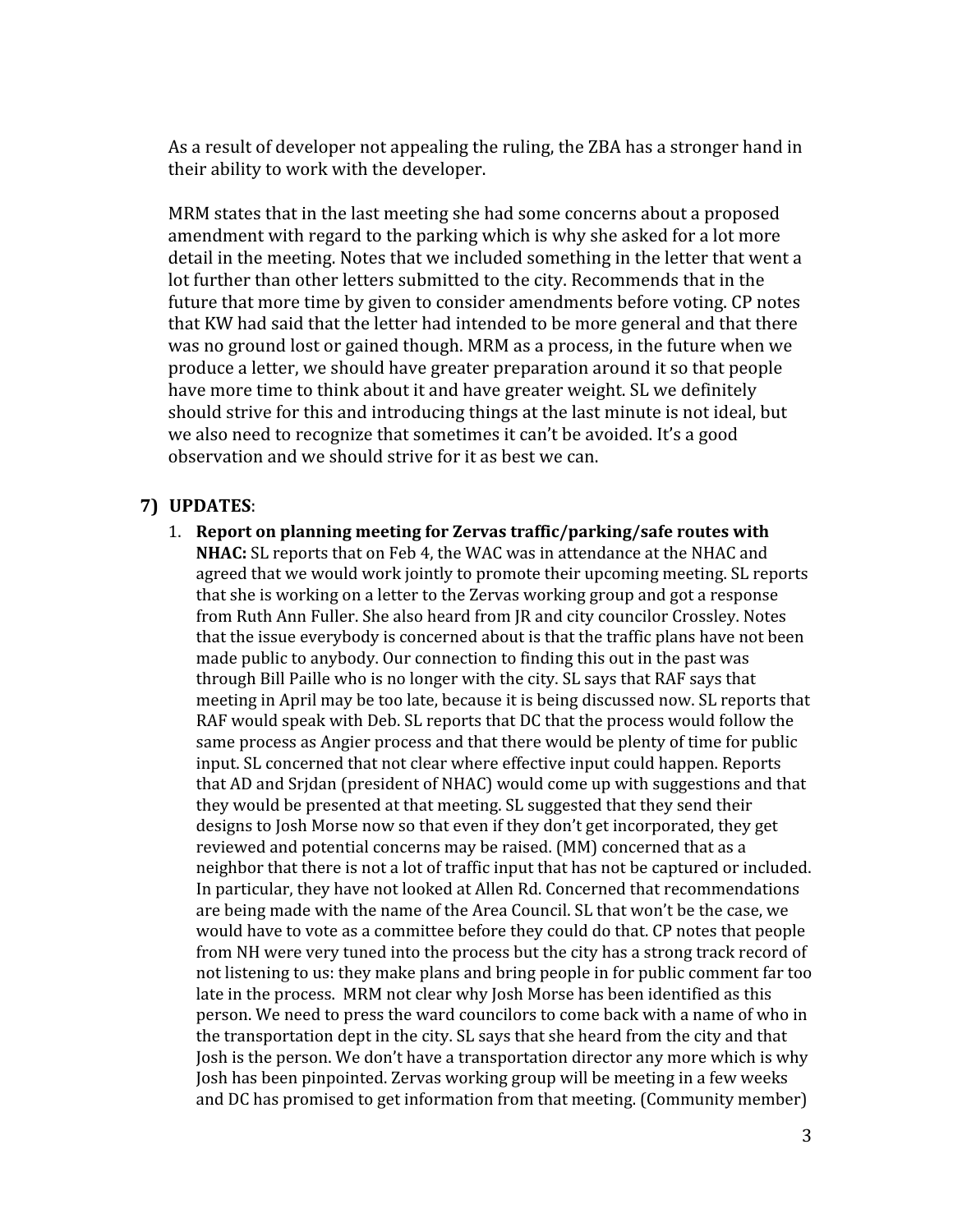As a result of developer not appealing the ruling, the ZBA has a stronger hand in their ability to work with the developer.

MRM states that in the last meeting she had some concerns about a proposed amendment with regard to the parking which is why she asked for a lot more detail in the meeting. Notes that we included something in the letter that went a lot further than other letters submitted to the city. Recommends that in the future that more time by given to consider amendments before voting. CP notes that KW had said that the letter had intended to be more general and that there was no ground lost or gained though. MRM as a process, in the future when we produce a letter, we should have greater preparation around it so that people have more time to think about it and have greater weight. SL we definitely should strive for this and introducing things at the last minute is not ideal, but we also need to recognize that sometimes it can't be avoided. It's a good observation and we should strive for it as best we can.

## 7) UPDATES:

1. **Report on planning meeting for Zervas traffic/parking/safe routes with NHAC:** SL reports that on Feb 4, the WAC was in attendance at the NHAC and agreed that we would work jointly to promote their upcoming meeting. SL reports that she is working on a letter to the Zervas working group and got a response from Ruth Ann Fuller. She also heard from JR and city councilor Crossley. Notes that the issue everybody is concerned about is that the traffic plans have not been made public to anybody. Our connection to finding this out in the past was through Bill Paille who is no longer with the city. SL says that RAF says that meeting in April may be too late, because it is being discussed now. SL reports that RAF would speak with Deb. SL reports that DC that the process would follow the same process as Angier process and that there would be plenty of time for public input. SL concerned that not clear where effective input could happen. Reports that AD and Srjdan (president of NHAC) would come up with suggestions and that they would be presented at that meeting. SL suggested that they send their designs to Josh Morse now so that even if they don't get incorporated, they get reviewed and potential concerns may be raised. (MM) concerned that as a neighbor that there is not a lot of traffic input that has not be captured or included. In particular, they have not looked at Allen Rd. Concerned that recommendations are being made with the name of the Area Council. SL that won't be the case, we would have to vote as a committee before they could do that. CP notes that people from NH were very tuned into the process but the city has a strong track record of not listening to us: they make plans and bring people in for public comment far too late in the process. MRM not clear why Josh Morse has been identified as this person. We need to press the ward councilors to come back with a name of who in the transportation dept in the city. SL says that she heard from the city and that Josh is the person. We don't have a transportation director any more which is why Josh has been pinpointed. Zervas working group will be meeting in a few weeks and DC has promised to get information from that meeting. (Community member)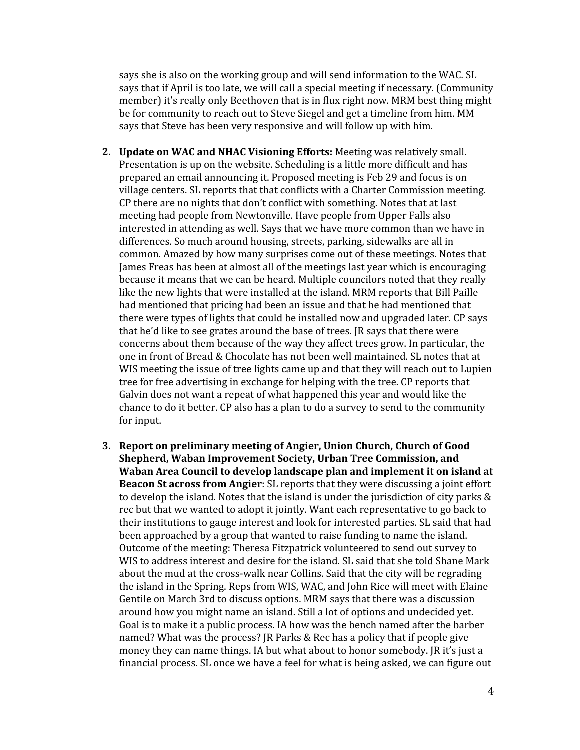says she is also on the working group and will send information to the WAC. SL says that if April is too late, we will call a special meeting if necessary. (Community member) it's really only Beethoven that is in flux right now. MRM best thing might be for community to reach out to Steve Siegel and get a timeline from him. MM says that Steve has been very responsive and will follow up with him.

2. **Update on WAC and NHAC Visioning Efforts:** Meeting was relatively small. Presentation is up on the website. Scheduling is a little more difficult and has prepared an email announcing it. Proposed meeting is Feb 29 and focus is on village centers. SL reports that that conflicts with a Charter Commission meeting. CP there are no nights that don't conflict with something. Notes that at last meeting had people from Newtonville. Have people from Upper Falls also interested in attending as well. Says that we have more common than we have in differences. So much around housing, streets, parking, sidewalks are all in common. Amazed by how many surprises come out of these meetings. Notes that James Freas has been at almost all of the meetings last year which is encouraging because it means that we can be heard. Multiple councilors noted that they really like the new lights that were installed at the island. MRM reports that Bill Paille had mentioned that pricing had been an issue and that he had mentioned that there were types of lights that could be installed now and upgraded later. CP says that he'd like to see grates around the base of trees. JR says that there were concerns about them because of the way they affect trees grow. In particular, the one in front of Bread & Chocolate has not been well maintained. SL notes that at WIS meeting the issue of tree lights came up and that they will reach out to Lupien tree for free advertising in exchange for helping with the tree. CP reports that Galvin does not want a repeat of what happened this year and would like the chance to do it better. CP also has a plan to do a survey to send to the community for input.

3. **Report on preliminary meeting of Angier, Union Church, Church of Good Shepherd, Waban Improvement Society, Urban Tree Commission, and Waban Area Council to develop landscape plan and implement it on island at Beacon St across from Angier**: SL reports that they were discussing a joint effort to develop the island. Notes that the island is under the jurisdiction of city parks & rec but that we wanted to adopt it jointly. Want each representative to go back to their institutions to gauge interest and look for interested parties. SL said that had been approached by a group that wanted to raise funding to name the island. Outcome of the meeting: Theresa Fitzpatrick volunteered to send out survey to WIS to address interest and desire for the island. SL said that she told Shane Mark about the mud at the cross-walk near Collins. Said that the city will be regrading the island in the Spring. Reps from WIS, WAC, and John Rice will meet with Elaine Gentile on March 3rd to discuss options. MRM says that there was a discussion around how you might name an island. Still a lot of options and undecided yet. Goal is to make it a public process. IA how was the bench named after the barber named? What was the process? JR Parks & Rec has a policy that if people give money they can name things. IA but what about to honor somebody. JR it's just a financial process. SL once we have a feel for what is being asked, we can figure out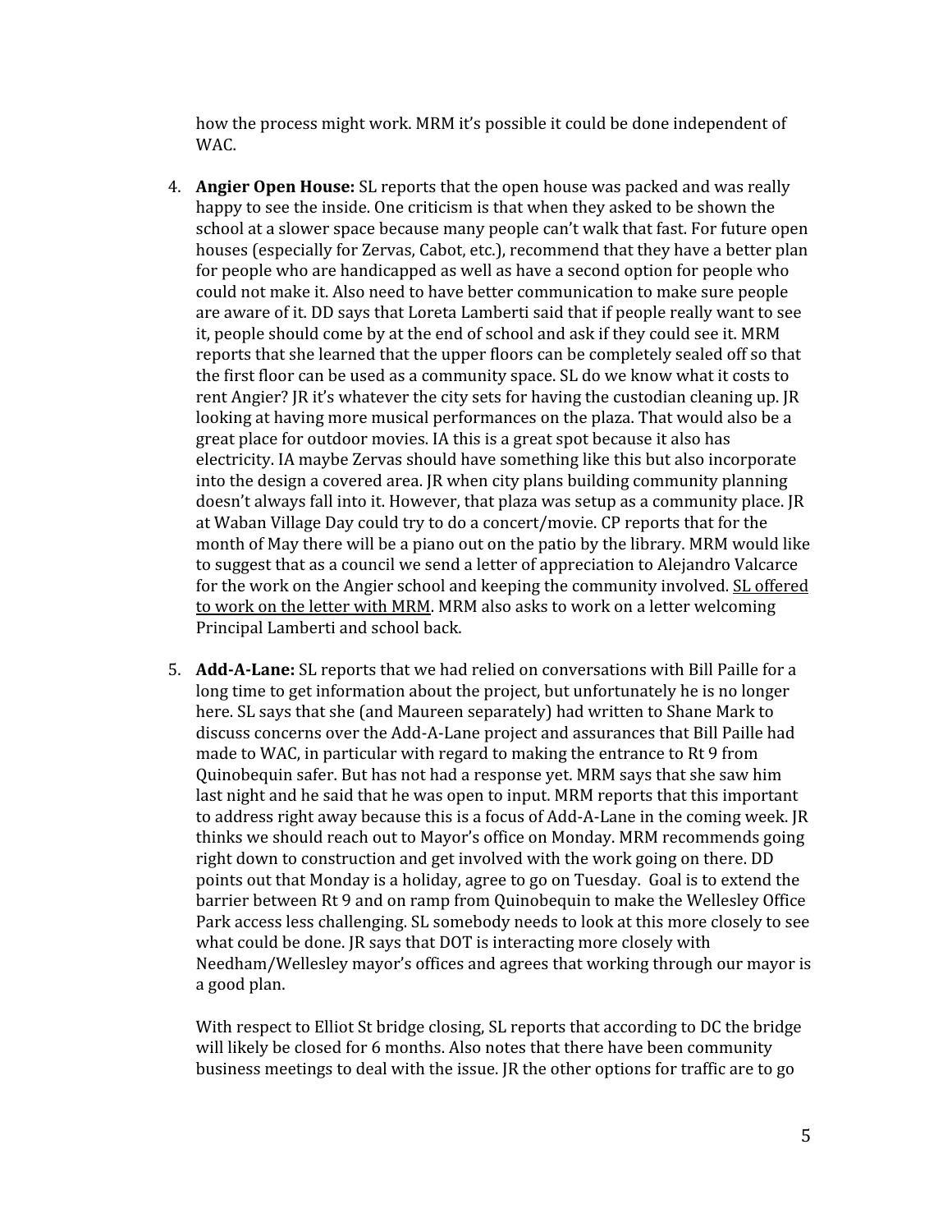how the process might work. MRM it's possible it could be done independent of WAC.

4. **Angier Open House:** SL reports that the open house was packed and was really happy to see the inside. One criticism is that when they asked to be shown the school at a slower space because many people can't walk that fast. For future open houses (especially for Zervas, Cabot, etc.), recommend that they have a better plan for people who are handicapped as well as have a second option for people who could not make it. Also need to have better communication to make sure people are aware of it. DD says that Loreta Lamberti said that if people really want to see it, people should come by at the end of school and ask if they could see it. MRM reports that she learned that the upper floors can be completely sealed off so that the first floor can be used as a community space. SL do we know what it costs to rent Angier? JR it's whatever the city sets for having the custodian cleaning up. JR looking at having more musical performances on the plaza. That would also be a great place for outdoor movies. IA this is a great spot because it also has electricity. IA maybe Zervas should have something like this but also incorporate into the design a covered area. JR when city plans building community planning doesn't always fall into it. However, that plaza was setup as a community place. JR at Waban Village Day could try to do a concert/movie. CP reports that for the month of May there will be a piano out on the patio by the library. MRM would like to suggest that as a council we send a letter of appreciation to Alejandro Valcarce for the work on the Angier school and keeping the community involved. <u>SL offered to work on the letter with MRM</u>. MRM also asks to work on a letter welcoming Principal Lamberti and school back.

5. **Add-A-Lane:** SL reports that we had relied on conversations with Bill Paille for a long time to get information about the project, but unfortunately he is no longer here. SL says that she (and Maureen separately) had written to Shane Mark to discuss concerns over the Add-A-Lane project and assurances that Bill Paille had made to WAC, in particular with regard to making the entrance to Rt 9 from Quinobequin safer. But has not had a response yet. MRM says that she saw him last night and he said that he was open to input. MRM reports that this important to address right away because this is a focus of Add-A-Lane in the coming week. JR thinks we should reach out to Mayor's office on Monday. MRM recommends going right down to construction and get involved with the work going on there. DD points out that Monday is a holiday, agree to go on Tuesday. Goal is to extend the barrier between Rt 9 and on ramp from Quinobequin to make the Wellesley Office Park access less challenging. SL somebody needs to look at this more closely to see what could be done. JR says that DOT is interacting more closely with Needham/Wellesley mayor's offices and agrees that working through our mayor is a good plan.

   With respect to Elliot St bridge closing, SL reports that according to DC the bridge will likely be closed for 6 months. Also notes that there have been community business meetings to deal with the issue. JR the other options for traffic are to go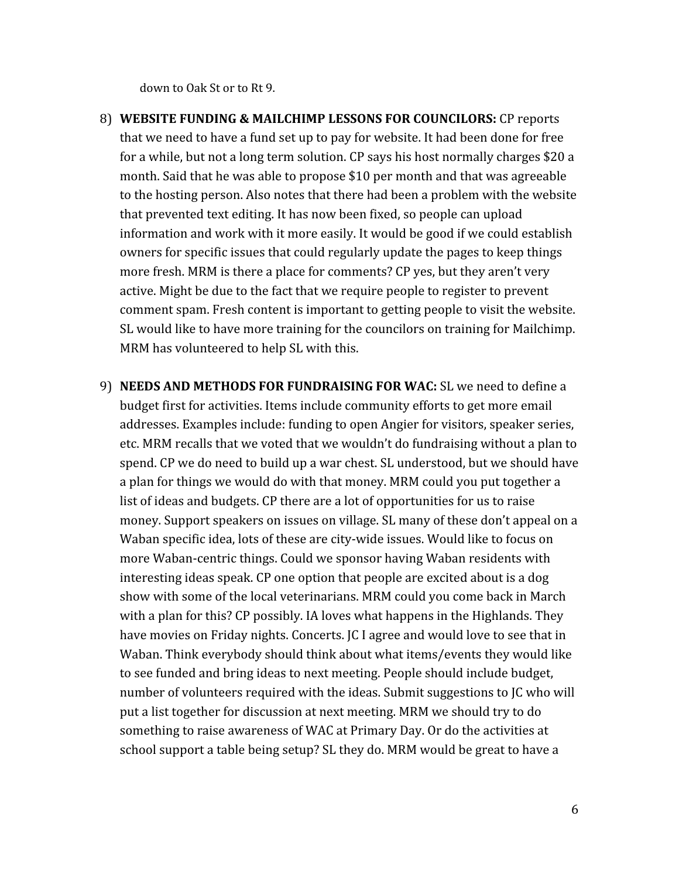down to Oak St or to Rt 9.

8) **WEBSITE FUNDING & MAILCHIMP LESSONS FOR COUNCILORS:** CP reports that we need to have a fund set up to pay for website. It had been done for free for a while, but not a long term solution. CP says his host normally charges $20 a month. Said that he was able to propose $10 per month and that was agreeable to the hosting person. Also notes that there had been a problem with the website that prevented text editing. It has now been fixed, so people can upload information and work with it more easily. It would be good if we could establish owners for specific issues that could regularly update the pages to keep things more fresh. MRM is there a place for comments? CP yes, but they aren't very active. Might be due to the fact that we require people to register to prevent comment spam. Fresh content is important to getting people to visit the website. SL would like to have more training for the councilors on training for Mailchimp. MRM has volunteered to help SL with this.

9) **NEEDS AND METHODS FOR FUNDRAISING FOR WAC:** SL we need to define a budget first for activities. Items include community efforts to get more email addresses. Examples include: funding to open Angier for visitors, speaker series, etc. MRM recalls that we voted that we wouldn't do fundraising without a plan to spend. CP we do need to build up a war chest. SL understood, but we should have a plan for things we would do with that money. MRM could you put together a list of ideas and budgets. CP there are a lot of opportunities for us to raise money. Support speakers on issues on village. SL many of these don't appeal on a Waban specific idea, lots of these are city-wide issues. Would like to focus on more Waban-centric things. Could we sponsor having Waban residents with interesting ideas speak. CP one option that people are excited about is a dog show with some of the local veterinarians. MRM could you come back in March with a plan for this? CP possibly. IA loves what happens in the Highlands. They have movies on Friday nights. Concerts. JC I agree and would love to see that in Waban. Think everybody should think about what items/events they would like to see funded and bring ideas to next meeting. People should include budget, number of volunteers required with the ideas. Submit suggestions to JC who will put a list together for discussion at next meeting. MRM we should try to do something to raise awareness of WAC at Primary Day. Or do the activities at school support a table being setup? SL they do. MRM would be great to have a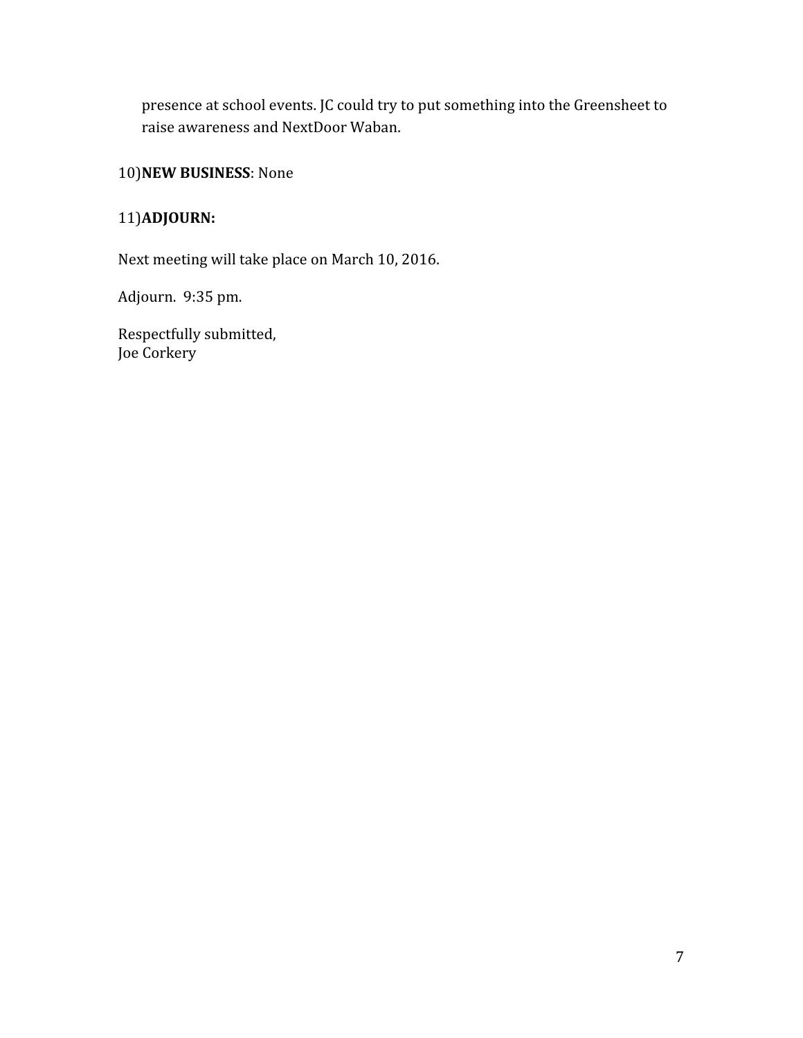presence at school events. JC could try to put something into the Greensheet to raise awareness and NextDoor Waban.

10)**NEW BUSINESS**: None

11)**ADJOURN:**

Next meeting will take place on March 10, 2016.

Adjourn. 9:35 pm.

Respectfully submitted,
Joe Corkery